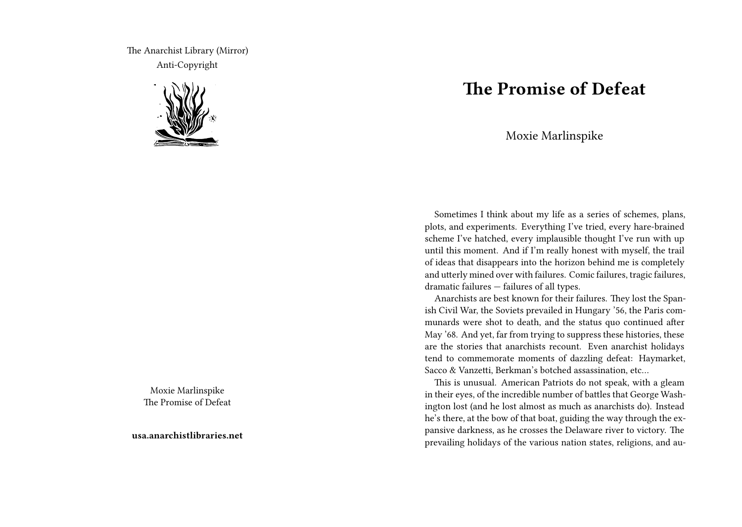The Anarchist Library (Mirror)
Anti-Copyright

Moxie Marlinspike
The Promise of Defeat

**usa.anarchistlibraries.net**

# The Promise of Defeat

Moxie Marlinspike

Sometimes I think about my life as a series of schemes, plans, plots, and experiments. Everything I've tried, every hare-brained scheme I've hatched, every implausible thought I've run with up until this moment. And if I'm really honest with myself, the trail of ideas that disappears into the horizon behind me is completely and utterly mined over with failures. Comic failures, tragic failures, dramatic failures — failures of all types.

Anarchists are best known for their failures. They lost the Spanish Civil War, the Soviets prevailed in Hungary '56, the Paris communards were shot to death, and the status quo continued after May '68. And yet, far from trying to suppress these histories, these are the stories that anarchists recount. Even anarchist holidays tend to commemorate moments of dazzling defeat: Haymarket, Sacco & Vanzetti, Berkman's botched assassination, etc…

This is unusual. American Patriots do not speak, with a gleam in their eyes, of the incredible number of battles that George Washington lost (and he lost almost as much as anarchists do). Instead he's there, at the bow of that boat, guiding the way through the expansive darkness, as he crosses the Delaware river to victory. The prevailing holidays of the various nation states, religions, and au-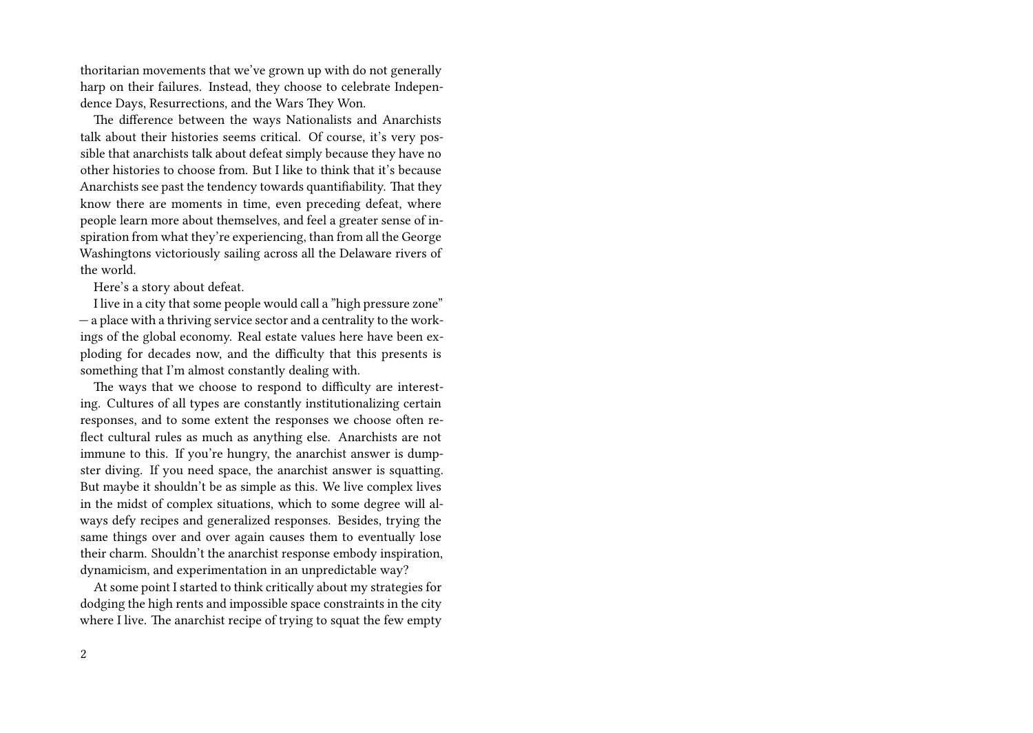thoritarian movements that we've grown up with do not generally harp on their failures. Instead, they choose to celebrate Independence Days, Resurrections, and the Wars They Won.

The difference between the ways Nationalists and Anarchists talk about their histories seems critical. Of course, it's very possible that anarchists talk about defeat simply because they have no other histories to choose from. But I like to think that it's because Anarchists see past the tendency towards quantifiability. That they know there are moments in time, even preceding defeat, where people learn more about themselves, and feel a greater sense of inspiration from what they're experiencing, than from all the George Washingtons victoriously sailing across all the Delaware rivers of the world.

Here's a story about defeat.

I live in a city that some people would call a "high pressure zone" — a place with a thriving service sector and a centrality to the workings of the global economy. Real estate values here have been exploding for decades now, and the difficulty that this presents is something that I'm almost constantly dealing with.

The ways that we choose to respond to difficulty are interesting. Cultures of all types are constantly institutionalizing certain responses, and to some extent the responses we choose often reflect cultural rules as much as anything else. Anarchists are not immune to this. If you're hungry, the anarchist answer is dumpster diving. If you need space, the anarchist answer is squatting. But maybe it shouldn't be as simple as this. We live complex lives in the midst of complex situations, which to some degree will always defy recipes and generalized responses. Besides, trying the same things over and over again causes them to eventually lose their charm. Shouldn't the anarchist response embody inspiration, dynamicism, and experimentation in an unpredictable way?

At some point I started to think critically about my strategies for dodging the high rents and impossible space constraints in the city where I live. The anarchist recipe of trying to squat the few empty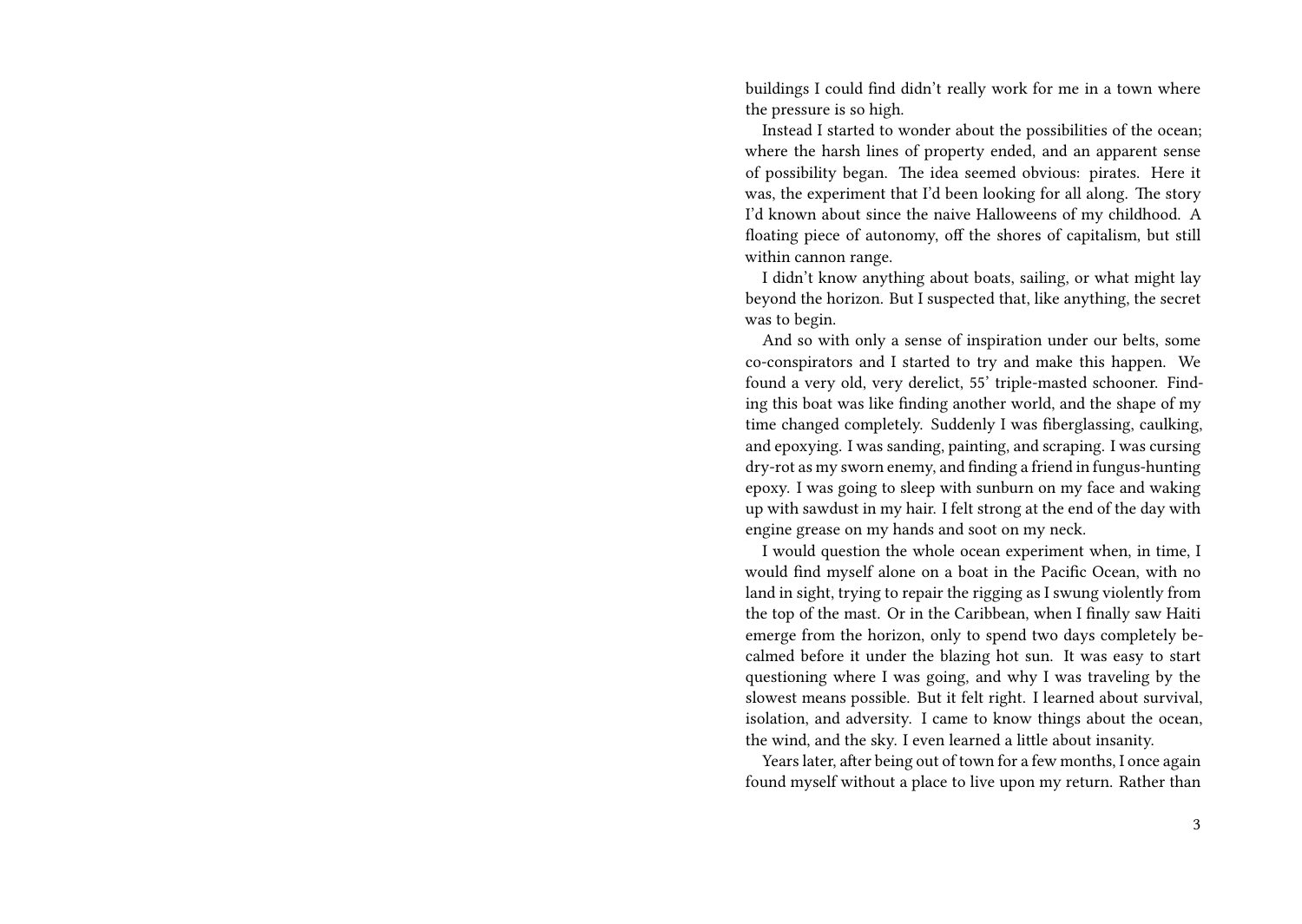buildings I could find didn't really work for me in a town where the pressure is so high.

Instead I started to wonder about the possibilities of the ocean; where the harsh lines of property ended, and an apparent sense of possibility began. The idea seemed obvious: pirates. Here it was, the experiment that I'd been looking for all along. The story I'd known about since the naive Halloweens of my childhood. A floating piece of autonomy, off the shores of capitalism, but still within cannon range.

I didn't know anything about boats, sailing, or what might lay beyond the horizon. But I suspected that, like anything, the secret was to begin.

And so with only a sense of inspiration under our belts, some co-conspirators and I started to try and make this happen. We found a very old, very derelict, 55' triple-masted schooner. Finding this boat was like finding another world, and the shape of my time changed completely. Suddenly I was fiberglassing, caulking, and epoxying. I was sanding, painting, and scraping. I was cursing dry-rot as my sworn enemy, and finding a friend in fungus-hunting epoxy. I was going to sleep with sunburn on my face and waking up with sawdust in my hair. I felt strong at the end of the day with engine grease on my hands and soot on my neck.

I would question the whole ocean experiment when, in time, I would find myself alone on a boat in the Pacific Ocean, with no land in sight, trying to repair the rigging as I swung violently from the top of the mast. Or in the Caribbean, when I finally saw Haiti emerge from the horizon, only to spend two days completely becalmed before it under the blazing hot sun. It was easy to start questioning where I was going, and why I was traveling by the slowest means possible. But it felt right. I learned about survival, isolation, and adversity. I came to know things about the ocean, the wind, and the sky. I even learned a little about insanity.

Years later, after being out of town for a few months, I once again found myself without a place to live upon my return. Rather than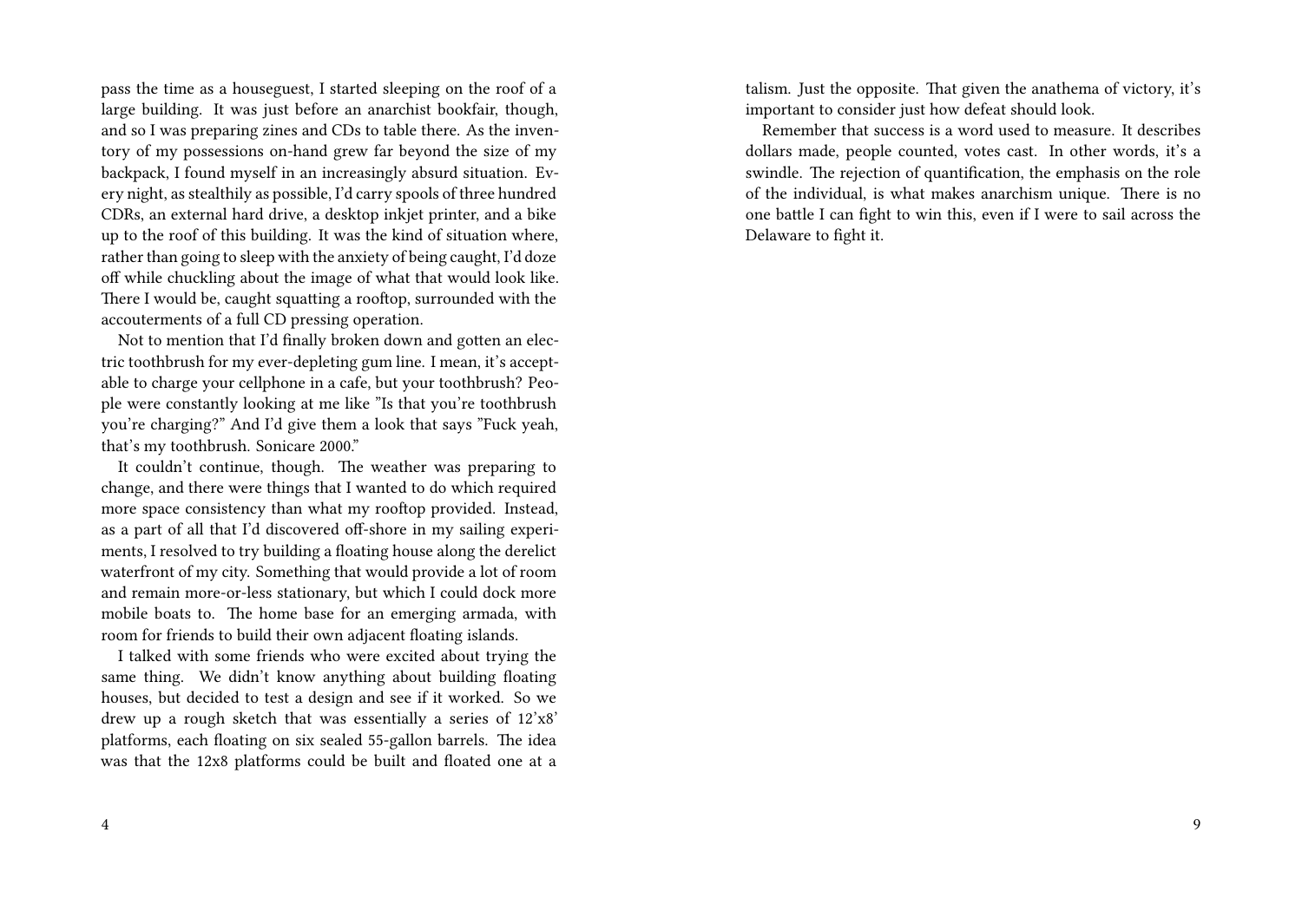pass the time as a houseguest, I started sleeping on the roof of a large building. It was just before an anarchist bookfair, though, and so I was preparing zines and CDs to table there. As the inventory of my possessions on-hand grew far beyond the size of my backpack, I found myself in an increasingly absurd situation. Every night, as stealthily as possible, I'd carry spools of three hundred CDRs, an external hard drive, a desktop inkjet printer, and a bike up to the roof of this building. It was the kind of situation where, rather than going to sleep with the anxiety of being caught, I'd doze off while chuckling about the image of what that would look like. There I would be, caught squatting a rooftop, surrounded with the accouterments of a full CD pressing operation.

Not to mention that I'd finally broken down and gotten an electric toothbrush for my ever-depleting gum line. I mean, it's acceptable to charge your cellphone in a cafe, but your toothbrush? People were constantly looking at me like "Is that you're toothbrush you're charging?" And I'd give them a look that says "Fuck yeah, that's my toothbrush. Sonicare 2000."

It couldn't continue, though. The weather was preparing to change, and there were things that I wanted to do which required more space consistency than what my rooftop provided. Instead, as a part of all that I'd discovered off-shore in my sailing experiments, I resolved to try building a floating house along the derelict waterfront of my city. Something that would provide a lot of room and remain more-or-less stationary, but which I could dock more mobile boats to. The home base for an emerging armada, with room for friends to build their own adjacent floating islands.

I talked with some friends who were excited about trying the same thing. We didn't know anything about building floating houses, but decided to test a design and see if it worked. So we drew up a rough sketch that was essentially a series of 12'x8' platforms, each floating on six sealed 55-gallon barrels. The idea was that the 12x8 platforms could be built and floated one at a

talism. Just the opposite. That given the anathema of victory, it's important to consider just how defeat should look.

Remember that success is a word used to measure. It describes dollars made, people counted, votes cast. In other words, it's a swindle. The rejection of quantification, the emphasis on the role of the individual, is what makes anarchism unique. There is no one battle I can fight to win this, even if I were to sail across the Delaware to fight it.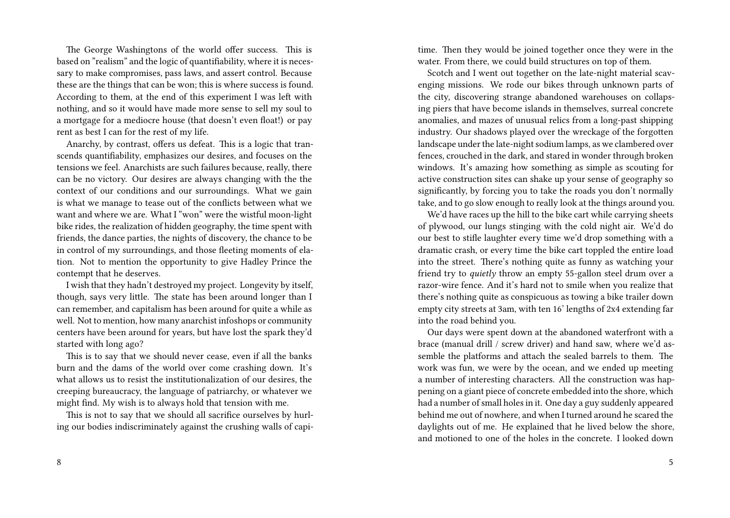The George Washingtons of the world offer success. This is based on "realism" and the logic of quantifiability, where it is necessary to make compromises, pass laws, and assert control. Because these are the things that can be won; this is where success is found. According to them, at the end of this experiment I was left with nothing, and so it would have made more sense to sell my soul to a mortgage for a mediocre house (that doesn't even float!) or pay rent as best I can for the rest of my life.

Anarchy, by contrast, offers us defeat. This is a logic that transcends quantifiability, emphasizes our desires, and focuses on the tensions we feel. Anarchists are such failures because, really, there can be no victory. Our desires are always changing with the the context of our conditions and our surroundings. What we gain is what we manage to tease out of the conflicts between what we want and where we are. What I "won" were the wistful moon-light bike rides, the realization of hidden geography, the time spent with friends, the dance parties, the nights of discovery, the chance to be in control of my surroundings, and those fleeting moments of elation. Not to mention the opportunity to give Hadley Prince the contempt that he deserves.

I wish that they hadn't destroyed my project. Longevity by itself, though, says very little. The state has been around longer than I can remember, and capitalism has been around for quite a while as well. Not to mention, how many anarchist infoshops or community centers have been around for years, but have lost the spark they'd started with long ago?

This is to say that we should never cease, even if all the banks burn and the dams of the world over come crashing down. It's what allows us to resist the institutionalization of our desires, the creeping bureaucracy, the language of patriarchy, or whatever we might find. My wish is to always hold that tension with me.

This is not to say that we should all sacrifice ourselves by hurling our bodies indiscriminately against the crushing walls of capi-

time. Then they would be joined together once they were in the water. From there, we could build structures on top of them.

Scotch and I went out together on the late-night material scavenging missions. We rode our bikes through unknown parts of the city, discovering strange abandoned warehouses on collapsing piers that have become islands in themselves, surreal concrete anomalies, and mazes of unusual relics from a long-past shipping industry. Our shadows played over the wreckage of the forgotten landscape under the late-night sodium lamps, as we clambered over fences, crouched in the dark, and stared in wonder through broken windows. It's amazing how something as simple as scouting for active construction sites can shake up your sense of geography so significantly, by forcing you to take the roads you don't normally take, and to go slow enough to really look at the things around you.

We'd have races up the hill to the bike cart while carrying sheets of plywood, our lungs stinging with the cold night air. We'd do our best to stifle laughter every time we'd drop something with a dramatic crash, or every time the bike cart toppled the entire load into the street. There's nothing quite as funny as watching your friend try to *quietly* throw an empty 55-gallon steel drum over a razor-wire fence. And it's hard not to smile when you realize that there's nothing quite as conspicuous as towing a bike trailer down empty city streets at 3am, with ten 16' lengths of 2x4 extending far into the road behind you.

Our days were spent down at the abandoned waterfront with a brace (manual drill / screw driver) and hand saw, where we'd assemble the platforms and attach the sealed barrels to them. The work was fun, we were by the ocean, and we ended up meeting a number of interesting characters. All the construction was happening on a giant piece of concrete embedded into the shore, which had a number of small holes in it. One day a guy suddenly appeared behind me out of nowhere, and when I turned around he scared the daylights out of me. He explained that he lived below the shore, and motioned to one of the holes in the concrete. I looked down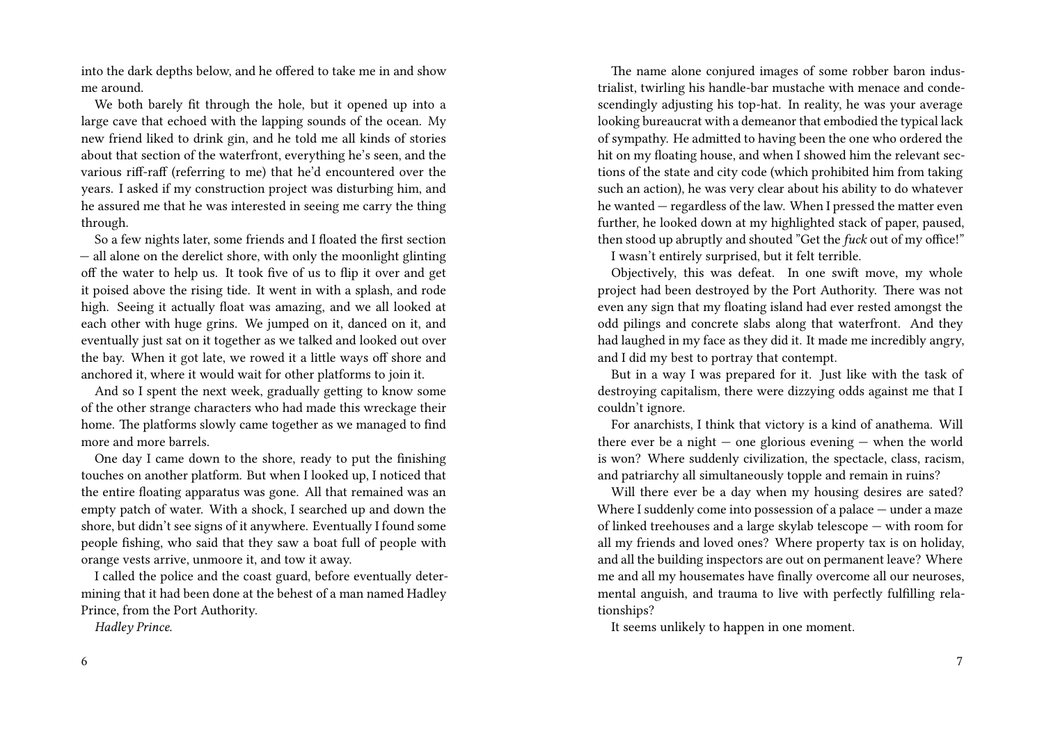into the dark depths below, and he offered to take me in and show me around.

We both barely fit through the hole, but it opened up into a large cave that echoed with the lapping sounds of the ocean. My new friend liked to drink gin, and he told me all kinds of stories about that section of the waterfront, everything he's seen, and the various riff-raff (referring to me) that he'd encountered over the years. I asked if my construction project was disturbing him, and he assured me that he was interested in seeing me carry the thing through.

So a few nights later, some friends and I floated the first section — all alone on the derelict shore, with only the moonlight glinting off the water to help us. It took five of us to flip it over and get it poised above the rising tide. It went in with a splash, and rode high. Seeing it actually float was amazing, and we all looked at each other with huge grins. We jumped on it, danced on it, and eventually just sat on it together as we talked and looked out over the bay. When it got late, we rowed it a little ways off shore and anchored it, where it would wait for other platforms to join it.

And so I spent the next week, gradually getting to know some of the other strange characters who had made this wreckage their home. The platforms slowly came together as we managed to find more and more barrels.

One day I came down to the shore, ready to put the finishing touches on another platform. But when I looked up, I noticed that the entire floating apparatus was gone. All that remained was an empty patch of water. With a shock, I searched up and down the shore, but didn't see signs of it anywhere. Eventually I found some people fishing, who said that they saw a boat full of people with orange vests arrive, unmoore it, and tow it away.

I called the police and the coast guard, before eventually determining that it had been done at the behest of a man named Hadley Prince, from the Port Authority.

*Hadley Prince.*

The name alone conjured images of some robber baron industrialist, twirling his handle-bar mustache with menace and condescendingly adjusting his top-hat. In reality, he was your average looking bureaucrat with a demeanor that embodied the typical lack of sympathy. He admitted to having been the one who ordered the hit on my floating house, and when I showed him the relevant sections of the state and city code (which prohibited him from taking such an action), he was very clear about his ability to do whatever he wanted — regardless of the law. When I pressed the matter even further, he looked down at my highlighted stack of paper, paused, then stood up abruptly and shouted "Get the *fuck* out of my office!"

I wasn't entirely surprised, but it felt terrible.

Objectively, this was defeat. In one swift move, my whole project had been destroyed by the Port Authority. There was not even any sign that my floating island had ever rested amongst the odd pilings and concrete slabs along that waterfront. And they had laughed in my face as they did it. It made me incredibly angry, and I did my best to portray that contempt.

But in a way I was prepared for it. Just like with the task of destroying capitalism, there were dizzying odds against me that I couldn't ignore.

For anarchists, I think that victory is a kind of anathema. Will there ever be a night — one glorious evening — when the world is won? Where suddenly civilization, the spectacle, class, racism, and patriarchy all simultaneously topple and remain in ruins?

Will there ever be a day when my housing desires are sated? Where I suddenly come into possession of a palace — under a maze of linked treehouses and a large skylab telescope — with room for all my friends and loved ones? Where property tax is on holiday, and all the building inspectors are out on permanent leave? Where me and all my housemates have finally overcome all our neuroses, mental anguish, and trauma to live with perfectly fulfilling relationships?

It seems unlikely to happen in one moment.